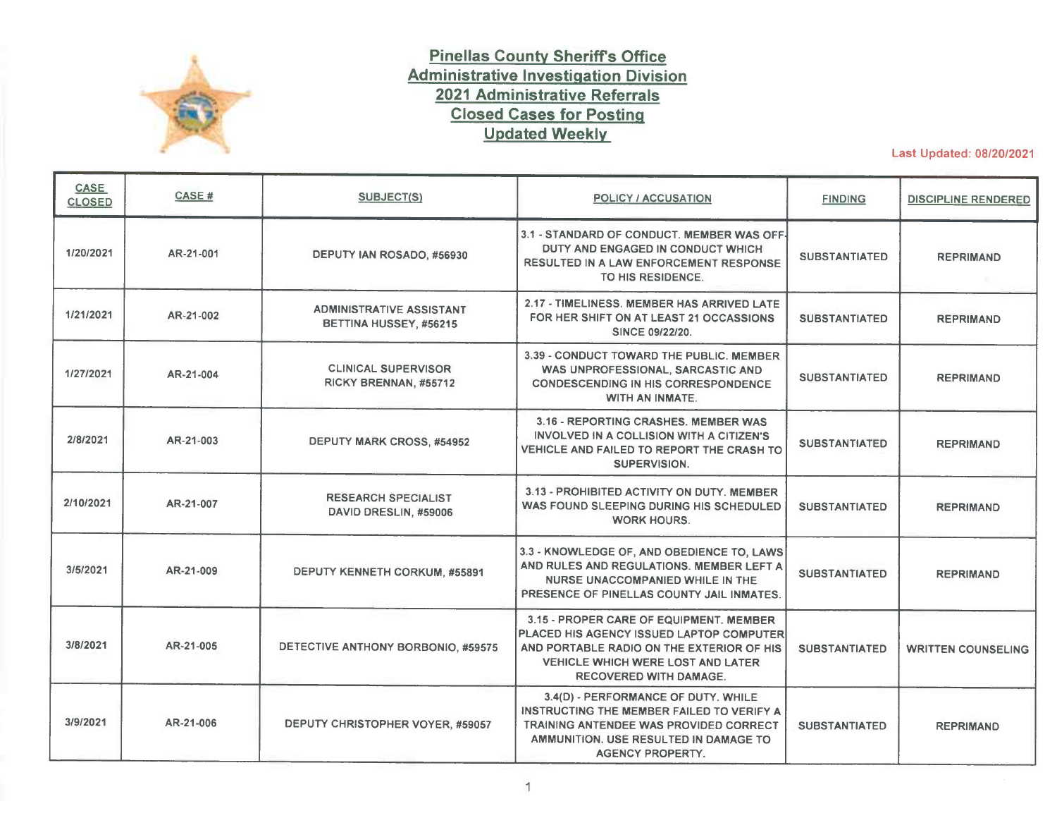# Pinellas County Sheriff's Office
## Administrative Investigation Division
## 2021 Administrative Referrals
## Closed Cases for Posting
## Updated Weekly

Last Updated: 08/20/2021

| CASE CLOSED | CASE # | SUBJECT(S) | POLICY / ACCUSATION | FINDING | DISCIPLINE RENDERED |
|---|---|---|---|---|---|
| 1/20/2021 | AR-21-001 | DEPUTY IAN ROSADO, #56930 | 3.1 - STANDARD OF CONDUCT. MEMBER WAS OFF-DUTY AND ENGAGED IN CONDUCT WHICH RESULTED IN A LAW ENFORCEMENT RESPONSE TO HIS RESIDENCE. | SUBSTANTIATED | REPRIMAND |
| 1/21/2021 | AR-21-002 | ADMINISTRATIVE ASSISTANT BETTINA HUSSEY, #56215 | 2.17 - TIMELINESS. MEMBER HAS ARRIVED LATE FOR HER SHIFT ON AT LEAST 21 OCCASSIONS SINCE 09/22/20. | SUBSTANTIATED | REPRIMAND |
| 1/27/2021 | AR-21-004 | CLINICAL SUPERVISOR RICKY BRENNAN, #55712 | 3.39 - CONDUCT TOWARD THE PUBLIC. MEMBER WAS UNPROFESSIONAL, SARCASTIC AND CONDESCENDING IN HIS CORRESPONDENCE WITH AN INMATE. | SUBSTANTIATED | REPRIMAND |
| 2/8/2021 | AR-21-003 | DEPUTY MARK CROSS, #54952 | 3.16 - REPORTING CRASHES. MEMBER WAS INVOLVED IN A COLLISION WITH A CITIZEN'S VEHICLE AND FAILED TO REPORT THE CRASH TO SUPERVISION. | SUBSTANTIATED | REPRIMAND |
| 2/10/2021 | AR-21-007 | RESEARCH SPECIALIST DAVID DRESLIN, #59006 | 3.13 - PROHIBITED ACTIVITY ON DUTY. MEMBER WAS FOUND SLEEPING DURING HIS SCHEDULED WORK HOURS. | SUBSTANTIATED | REPRIMAND |
| 3/5/2021 | AR-21-009 | DEPUTY KENNETH CORKUM, #55891 | 3.3 - KNOWLEDGE OF, AND OBEDIENCE TO, LAWS AND RULES AND REGULATIONS. MEMBER LEFT A NURSE UNACCOMPANIED WHILE IN THE PRESENCE OF PINELLAS COUNTY JAIL INMATES. | SUBSTANTIATED | REPRIMAND |
| 3/8/2021 | AR-21-005 | DETECTIVE ANTHONY BORBONIO, #59575 | 3.15 - PROPER CARE OF EQUIPMENT. MEMBER PLACED HIS AGENCY ISSUED LAPTOP COMPUTER AND PORTABLE RADIO ON THE EXTERIOR OF HIS VEHICLE WHICH WERE LOST AND LATER RECOVERED WITH DAMAGE. | SUBSTANTIATED | WRITTEN COUNSELING |
| 3/9/2021 | AR-21-006 | DEPUTY CHRISTOPHER VOYER, #59057 | 3.4(D) - PERFORMANCE OF DUTY. WHILE INSTRUCTING THE MEMBER FAILED TO VERIFY A TRAINING ANTENDEE WAS PROVIDED CORRECT AMMUNITION. USE RESULTED IN DAMAGE TO AGENCY PROPERTY. | SUBSTANTIATED | REPRIMAND |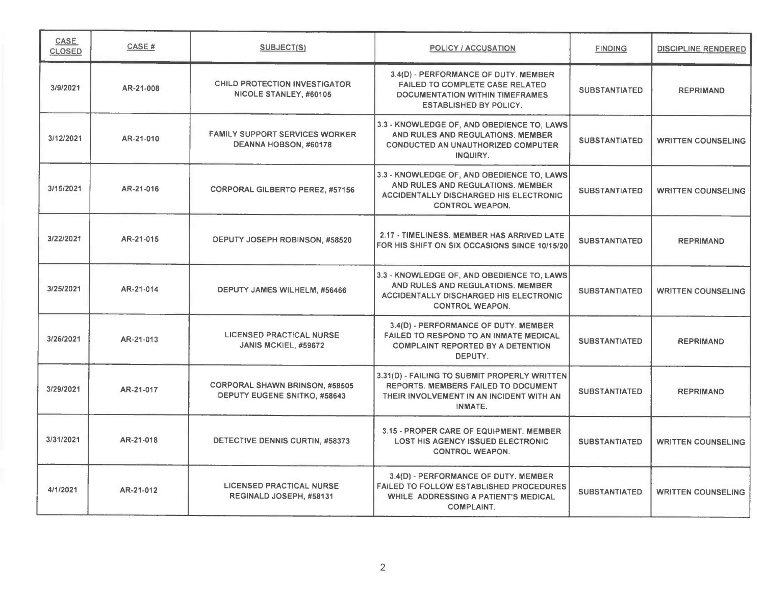| CASE CLOSED | CASE # | SUBJECT(S) | POLICY / ACCUSATION | FINDING | DISCIPLINE RENDERED |
|---|---|---|---|---|---|
| 3/9/2021 | AR-21-008 | CHILD PROTECTION INVESTIGATOR NICOLE STANLEY, #60105 | 3.4(D) - PERFORMANCE OF DUTY. MEMBER FAILED TO COMPLETE CASE RELATED DOCUMENTATION WITHIN TIMEFRAMES ESTABLISHED BY POLICY. | SUBSTANTIATED | REPRIMAND |
| 3/12/2021 | AR-21-010 | FAMILY SUPPORT SERVICES WORKER DEANNA HOBSON, #60178 | 3.3 - KNOWLEDGE OF, AND OBEDIENCE TO, LAWS AND RULES AND REGULATIONS. MEMBER CONDUCTED AN UNAUTHORIZED COMPUTER INQUIRY. | SUBSTANTIATED | WRITTEN COUNSELING |
| 3/15/2021 | AR-21-016 | CORPORAL GILBERTO PEREZ, #57156 | 3.3 - KNOWLEDGE OF, AND OBEDIENCE TO, LAWS AND RULES AND REGULATIONS. MEMBER ACCIDENTALLY DISCHARGED HIS ELECTRONIC CONTROL WEAPON. | SUBSTANTIATED | WRITTEN COUNSELING |
| 3/22/2021 | AR-21-015 | DEPUTY JOSEPH ROBINSON, #58520 | 2.17 - TIMELINESS. MEMBER HAS ARRIVED LATE FOR HIS SHIFT ON SIX OCCASIONS SINCE 10/15/20 | SUBSTANTIATED | REPRIMAND |
| 3/25/2021 | AR-21-014 | DEPUTY JAMES WILHELM, #56466 | 3.3 - KNOWLEDGE OF, AND OBEDIENCE TO, LAWS AND RULES AND REGULATIONS. MEMBER ACCIDENTALLY DISCHARGED HIS ELECTRONIC CONTROL WEAPON. | SUBSTANTIATED | WRITTEN COUNSELING |
| 3/26/2021 | AR-21-013 | LICENSED PRACTICAL NURSE JANIS MCKIEL, #59672 | 3.4(D) - PERFORMANCE OF DUTY. MEMBER FAILED TO RESPOND TO AN INMATE MEDICAL COMPLAINT REPORTED BY A DETENTION DEPUTY. | SUBSTANTIATED | REPRIMAND |
| 3/29/2021 | AR-21-017 | CORPORAL SHAWN BRINSON, #58505<br>DEPUTY EUGENE SNITKO, #58643 | 3.31(D) - FAILING TO SUBMIT PROPERLY WRITTEN REPORTS. MEMBERS FAILED TO DOCUMENT THEIR INVOLVEMENT IN AN INCIDENT WITH AN INMATE. | SUBSTANTIATED | REPRIMAND |
| 3/31/2021 | AR-21-018 | DETECTIVE DENNIS CURTIN, #58373 | 3.15 - PROPER CARE OF EQUIPMENT. MEMBER LOST HIS AGENCY ISSUED ELECTRONIC CONTROL WEAPON. | SUBSTANTIATED | WRITTEN COUNSELING |
| 4/1/2021 | AR-21-012 | LICENSED PRACTICAL NURSE REGINALD JOSEPH, #58131 | 3.4(D) - PERFORMANCE OF DUTY. MEMBER FAILED TO FOLLOW ESTABLISHED PROCEDURES WHILE ADDRESSING A PATIENT'S MEDICAL COMPLAINT. | SUBSTANTIATED | WRITTEN COUNSELING |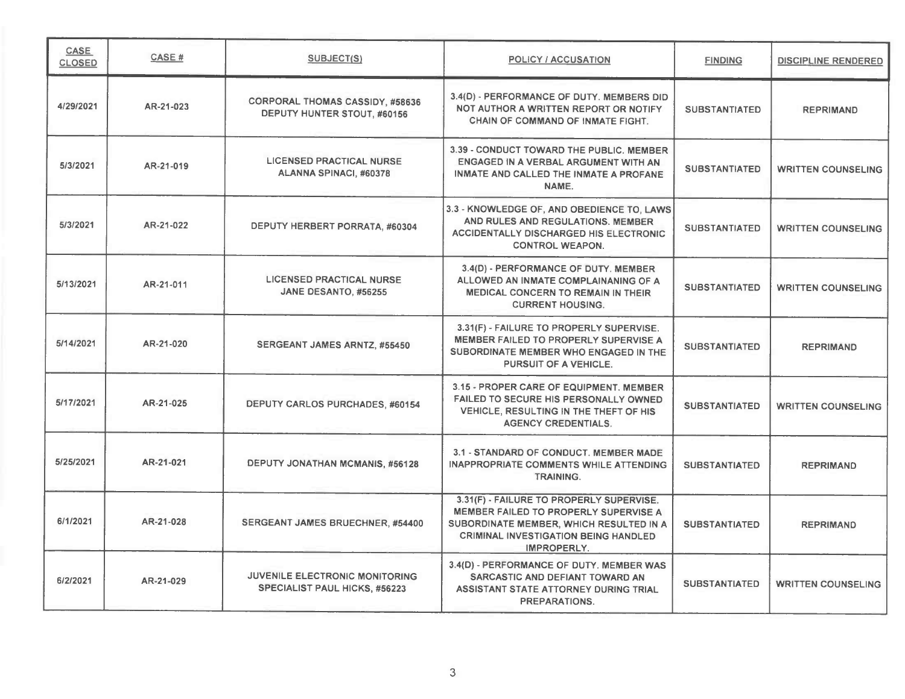| CASE CLOSED | CASE # | SUBJECT(S) | POLICY / ACCUSATION | FINDING | DISCIPLINE RENDERED |
|---|---|---|---|---|---|
| 4/29/2021 | AR-21-023 | CORPORAL THOMAS CASSIDY, #58636<br>DEPUTY HUNTER STOUT, #60156 | 3.4(D) - PERFORMANCE OF DUTY. MEMBERS DID NOT AUTHOR A WRITTEN REPORT OR NOTIFY CHAIN OF COMMAND OF INMATE FIGHT. | SUBSTANTIATED | REPRIMAND |
| 5/3/2021 | AR-21-019 | LICENSED PRACTICAL NURSE<br>ALANNA SPINACI, #60378 | 3.39 - CONDUCT TOWARD THE PUBLIC. MEMBER ENGAGED IN A VERBAL ARGUMENT WITH AN INMATE AND CALLED THE INMATE A PROFANE NAME. | SUBSTANTIATED | WRITTEN COUNSELING |
| 5/3/2021 | AR-21-022 | DEPUTY HERBERT PORRATA, #60304 | 3.3 - KNOWLEDGE OF, AND OBEDIENCE TO, LAWS AND RULES AND REGULATIONS. MEMBER ACCIDENTALLY DISCHARGED HIS ELECTRONIC CONTROL WEAPON. | SUBSTANTIATED | WRITTEN COUNSELING |
| 5/13/2021 | AR-21-011 | LICENSED PRACTICAL NURSE<br>JANE DESANTO, #56255 | 3.4(D) - PERFORMANCE OF DUTY. MEMBER ALLOWED AN INMATE COMPLAINANING OF A MEDICAL CONCERN TO REMAIN IN THEIR CURRENT HOUSING. | SUBSTANTIATED | WRITTEN COUNSELING |
| 5/14/2021 | AR-21-020 | SERGEANT JAMES ARNTZ, #55450 | 3.31(F) - FAILURE TO PROPERLY SUPERVISE. MEMBER FAILED TO PROPERLY SUPERVISE A SUBORDINATE MEMBER WHO ENGAGED IN THE PURSUIT OF A VEHICLE. | SUBSTANTIATED | REPRIMAND |
| 5/17/2021 | AR-21-025 | DEPUTY CARLOS PURCHADES, #60154 | 3.15 - PROPER CARE OF EQUIPMENT. MEMBER FAILED TO SECURE HIS PERSONALLY OWNED VEHICLE, RESULTING IN THE THEFT OF HIS AGENCY CREDENTIALS. | SUBSTANTIATED | WRITTEN COUNSELING |
| 5/25/2021 | AR-21-021 | DEPUTY JONATHAN MCMANIS, #56128 | 3.1 - STANDARD OF CONDUCT. MEMBER MADE INAPPROPRIATE COMMENTS WHILE ATTENDING TRAINING. | SUBSTANTIATED | REPRIMAND |
| 6/1/2021 | AR-21-028 | SERGEANT JAMES BRUECHNER, #54400 | 3.31(F) - FAILURE TO PROPERLY SUPERVISE. MEMBER FAILED TO PROPERLY SUPERVISE A SUBORDINATE MEMBER, WHICH RESULTED IN A CRIMINAL INVESTIGATION BEING HANDLED IMPROPERLY. | SUBSTANTIATED | REPRIMAND |
| 6/2/2021 | AR-21-029 | JUVENILE ELECTRONIC MONITORING SPECIALIST PAUL HICKS, #56223 | 3.4(D) - PERFORMANCE OF DUTY. MEMBER WAS SARCASTIC AND DEFIANT TOWARD AN ASSISTANT STATE ATTORNEY DURING TRIAL PREPARATIONS. | SUBSTANTIATED | WRITTEN COUNSELING |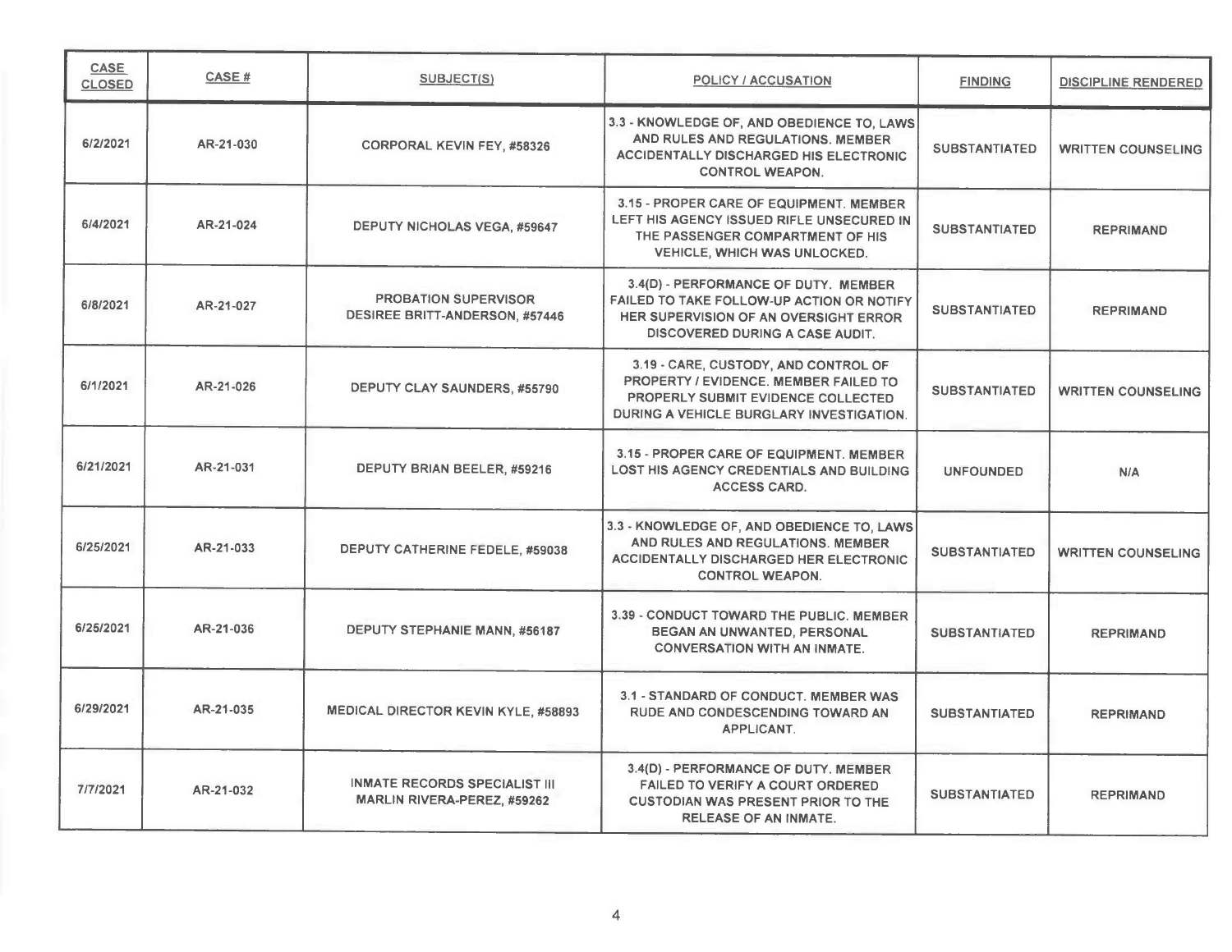| CASE CLOSED | CASE # | SUBJECT(S) | POLICY / ACCUSATION | FINDING | DISCIPLINE RENDERED |
|---|---|---|---|---|---|
| 6/2/2021 | AR-21-030 | CORPORAL KEVIN FEY, #58326 | 3.3 - KNOWLEDGE OF, AND OBEDIENCE TO, LAWS AND RULES AND REGULATIONS. MEMBER ACCIDENTALLY DISCHARGED HIS ELECTRONIC CONTROL WEAPON. | SUBSTANTIATED | WRITTEN COUNSELING |
| 6/4/2021 | AR-21-024 | DEPUTY NICHOLAS VEGA, #59647 | 3.15 - PROPER CARE OF EQUIPMENT. MEMBER LEFT HIS AGENCY ISSUED RIFLE UNSECURED IN THE PASSENGER COMPARTMENT OF HIS VEHICLE, WHICH WAS UNLOCKED. | SUBSTANTIATED | REPRIMAND |
| 6/8/2021 | AR-21-027 | PROBATION SUPERVISOR DESIREE BRITT-ANDERSON, #57446 | 3.4(D) - PERFORMANCE OF DUTY. MEMBER FAILED TO TAKE FOLLOW-UP ACTION OR NOTIFY HER SUPERVISION OF AN OVERSIGHT ERROR DISCOVERED DURING A CASE AUDIT. | SUBSTANTIATED | REPRIMAND |
| 6/1/2021 | AR-21-026 | DEPUTY CLAY SAUNDERS, #55790 | 3.19 - CARE, CUSTODY, AND CONTROL OF PROPERTY / EVIDENCE. MEMBER FAILED TO PROPERLY SUBMIT EVIDENCE COLLECTED DURING A VEHICLE BURGLARY INVESTIGATION. | SUBSTANTIATED | WRITTEN COUNSELING |
| 6/21/2021 | AR-21-031 | DEPUTY BRIAN BEELER, #59216 | 3.15 - PROPER CARE OF EQUIPMENT. MEMBER LOST HIS AGENCY CREDENTIALS AND BUILDING ACCESS CARD. | UNFOUNDED | N/A |
| 6/25/2021 | AR-21-033 | DEPUTY CATHERINE FEDELE, #59038 | 3.3 - KNOWLEDGE OF, AND OBEDIENCE TO, LAWS AND RULES AND REGULATIONS. MEMBER ACCIDENTALLY DISCHARGED HER ELECTRONIC CONTROL WEAPON. | SUBSTANTIATED | WRITTEN COUNSELING |
| 6/25/2021 | AR-21-036 | DEPUTY STEPHANIE MANN, #56187 | 3.39 - CONDUCT TOWARD THE PUBLIC. MEMBER BEGAN AN UNWANTED, PERSONAL CONVERSATION WITH AN INMATE. | SUBSTANTIATED | REPRIMAND |
| 6/29/2021 | AR-21-035 | MEDICAL DIRECTOR KEVIN KYLE, #58893 | 3.1 - STANDARD OF CONDUCT. MEMBER WAS RUDE AND CONDESCENDING TOWARD AN APPLICANT. | SUBSTANTIATED | REPRIMAND |
| 7/7/2021 | AR-21-032 | INMATE RECORDS SPECIALIST III MARLIN RIVERA-PEREZ, #59262 | 3.4(D) - PERFORMANCE OF DUTY. MEMBER FAILED TO VERIFY A COURT ORDERED CUSTODIAN WAS PRESENT PRIOR TO THE RELEASE OF AN INMATE. | SUBSTANTIATED | REPRIMAND |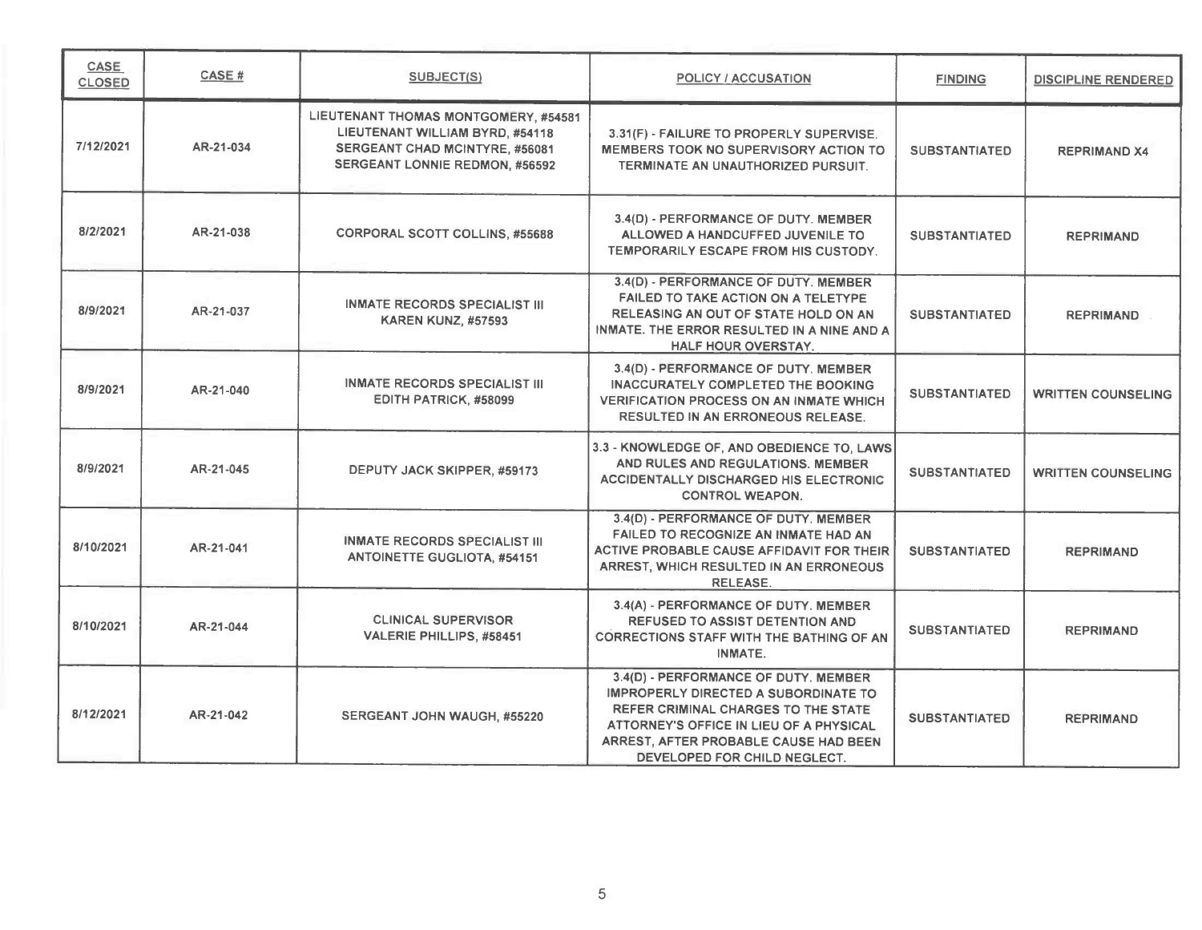| CASE CLOSED | CASE # | SUBJECT(S) | POLICY / ACCUSATION | FINDING | DISCIPLINE RENDERED |
|---|---|---|---|---|---|
| 7/12/2021 | AR-21-034 | LIEUTENANT THOMAS MONTGOMERY, #54581<br>LIEUTENANT WILLIAM BYRD, #54118<br>SERGEANT CHAD MCINTYRE, #56081<br>SERGEANT LONNIE REDMON, #56592 | 3.31(F) - FAILURE TO PROPERLY SUPERVISE. MEMBERS TOOK NO SUPERVISORY ACTION TO TERMINATE AN UNAUTHORIZED PURSUIT. | SUBSTANTIATED | REPRIMAND X4 |
| 8/2/2021 | AR-21-038 | CORPORAL SCOTT COLLINS, #55688 | 3.4(D) - PERFORMANCE OF DUTY. MEMBER ALLOWED A HANDCUFFED JUVENILE TO TEMPORARILY ESCAPE FROM HIS CUSTODY. | SUBSTANTIATED | REPRIMAND |
| 8/9/2021 | AR-21-037 | INMATE RECORDS SPECIALIST III<br>KAREN KUNZ, #57593 | 3.4(D) - PERFORMANCE OF DUTY. MEMBER FAILED TO TAKE ACTION ON A TELETYPE RELEASING AN OUT OF STATE HOLD ON AN INMATE. THE ERROR RESULTED IN A NINE AND A HALF HOUR OVERSTAY. | SUBSTANTIATED | REPRIMAND |
| 8/9/2021 | AR-21-040 | INMATE RECORDS SPECIALIST III<br>EDITH PATRICK, #58099 | 3.4(D) - PERFORMANCE OF DUTY. MEMBER INACCURATELY COMPLETED THE BOOKING VERIFICATION PROCESS ON AN INMATE WHICH RESULTED IN AN ERRONEOUS RELEASE. | SUBSTANTIATED | WRITTEN COUNSELING |
| 8/9/2021 | AR-21-045 | DEPUTY JACK SKIPPER, #59173 | 3.3 - KNOWLEDGE OF, AND OBEDIENCE TO, LAWS AND RULES AND REGULATIONS. MEMBER ACCIDENTALLY DISCHARGED HIS ELECTRONIC CONTROL WEAPON. | SUBSTANTIATED | WRITTEN COUNSELING |
| 8/10/2021 | AR-21-041 | INMATE RECORDS SPECIALIST III<br>ANTOINETTE GUGLIOTA, #54151 | 3.4(D) - PERFORMANCE OF DUTY. MEMBER FAILED TO RECOGNIZE AN INMATE HAD AN ACTIVE PROBABLE CAUSE AFFIDAVIT FOR THEIR ARREST, WHICH RESULTED IN AN ERRONEOUS RELEASE. | SUBSTANTIATED | REPRIMAND |
| 8/10/2021 | AR-21-044 | CLINICAL SUPERVISOR<br>VALERIE PHILLIPS, #58451 | 3.4(A) - PERFORMANCE OF DUTY. MEMBER REFUSED TO ASSIST DETENTION AND CORRECTIONS STAFF WITH THE BATHING OF AN INMATE. | SUBSTANTIATED | REPRIMAND |
| 8/12/2021 | AR-21-042 | SERGEANT JOHN WAUGH, #55220 | 3.4(D) - PERFORMANCE OF DUTY. MEMBER IMPROPERLY DIRECTED A SUBORDINATE TO REFER CRIMINAL CHARGES TO THE STATE ATTORNEY'S OFFICE IN LIEU OF A PHYSICAL ARREST, AFTER PROBABLE CAUSE HAD BEEN DEVELOPED FOR CHILD NEGLECT. | SUBSTANTIATED | REPRIMAND |